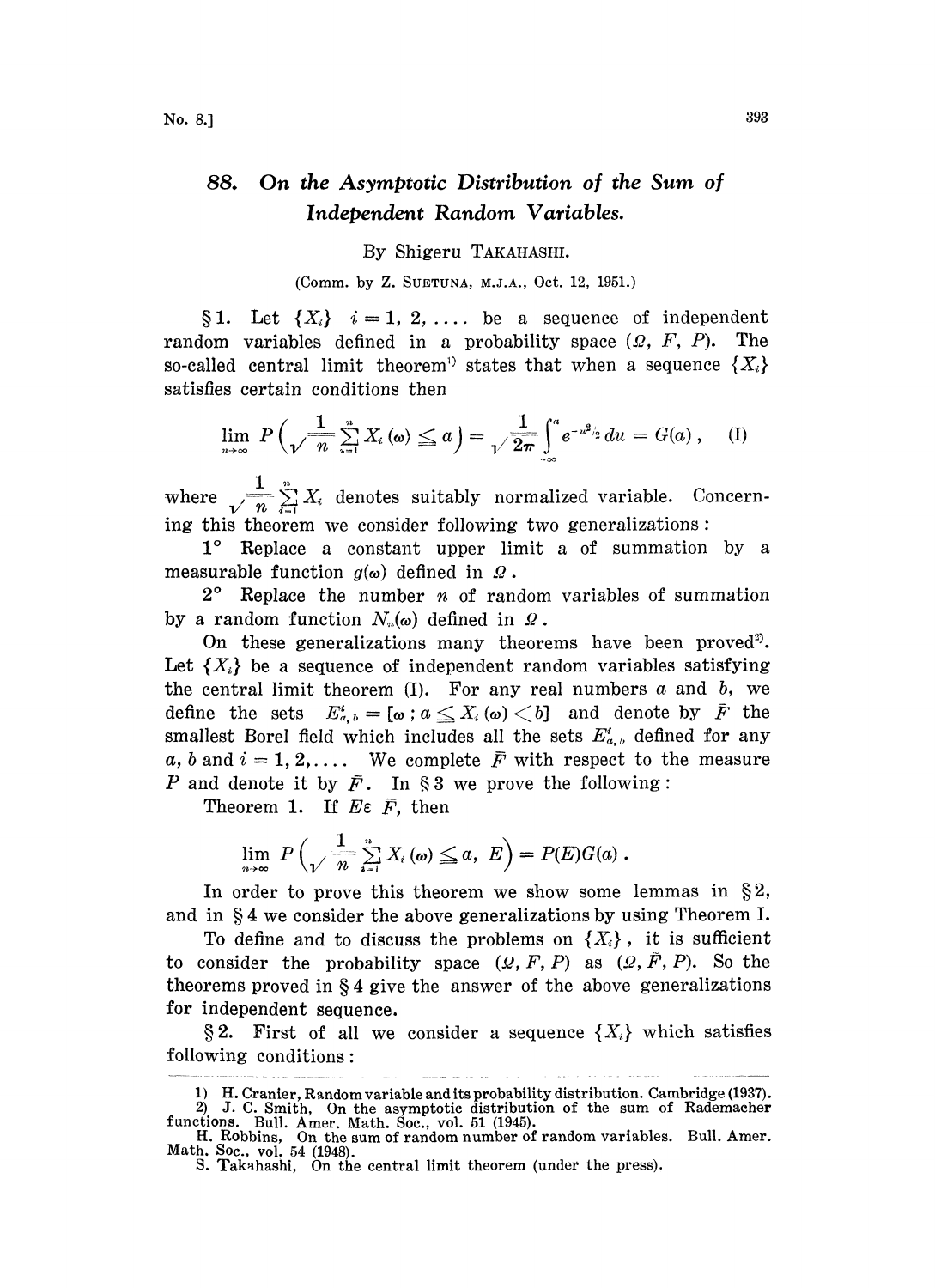# 88. On the Asymptotic Distribution of the Sum of Independent Random Variables.

By Shigeru TAKAHASHI.

(Comm. by Z. SUETUNA, M.J.A., Oct. 12, 1951.)

§1. Let $\{X_i\}$ $i=1, 2, \ldots$ be a sequence of independent random variables defined in a probability space $(\Omega, F, P)$. The so-called central limit theorem[1] states that when a sequence $\{X_i\}$ satisfies certain conditions then

$$\lim_{n\to\infty} P\Big(\frac{1}{\sqrt{n}}\sum_{i=1}^{n} X_i(\omega) \leq a\Big) = \frac{1}{\sqrt{2\pi}}\int_{-\infty}^{a} e^{-u^2/2}\, du = G(a)\,, \qquad \text{(I)}$$

where $\frac{1}{\sqrt{n}}\sum_{i=1}^{n} X_i$ denotes suitably normalized variable. Concerning this theorem we consider following two generalizations:

1° Replace a constant upper limit $a$ of summation by a measurable function $g(\omega)$ defined in $\Omega$.

2° Replace the number $n$ of random variables of summation by a random function $N_n(\omega)$ defined in $\Omega$.

On these generalizations many theorems have been proved[2]. Let $\{X_i\}$ be a sequence of independent random variables satisfying the central limit theorem (I). For any real numbers $a$ and $b$, we define the sets $E^i_{a,b} = [\omega\,;\, a \leq X_i(\omega) < b]$ and denote by $\bar{F}$ the smallest Borel field which includes all the sets $E^i_{a,b}$ defined for any $a, b$ and $i = 1, 2, \ldots$. We complete $\bar{F}$ with respect to the measure $P$ and denote it by $\bar{F}$. In §3 we prove the following:

Theorem 1. If $E \varepsilon\ \bar{F}$, then

$$\lim_{n\to\infty} P\Big(\frac{1}{\sqrt{n}}\sum_{i=1}^{n} X_i(\omega) \leq a,\ E\Big) = P(E)G(a)\,.$$

In order to prove this theorem we show some lemmas in §2, and in §4 we consider the above generalizations by using Theorem I.

To define and to discuss the problems on $\{X_i\}$, it is sufficient to consider the probability space $(\Omega, F, P)$ as $(\Omega, \bar{F}, P)$. So the theorems proved in §4 give the answer of the above generalizations for independent sequence.

§2. First of all we consider a sequence $\{X_i\}$ which satisfies following conditions:

---

1) H. Cranier, Random variable and its probability distribution. Cambridge (1937).

2) J. C. Smith, On the asymptotic distribution of the sum of Rademacher functions. Bull. Amer. Math. Soc., vol. 51 (1945).
H. Robbins, On the sum of random number of random variables. Bull. Amer. Math. Soc., vol. 54 (1948).
S. Takahashi, On the central limit theorem (under the press).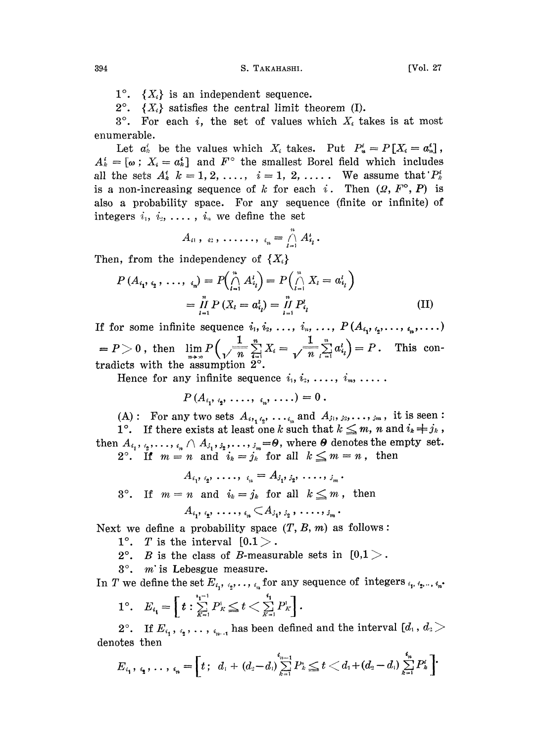1°. $\{X_i\}$ is an independent sequence.

2°. $\{X_i\}$ satisfies the central limit theorem (I).

3°. For each $i$, the set of values which $X_i$ takes is at most enumerable.

Let $a^i_k$ be the values which $X_i$ takes. Put $P^i_n = P[X_i = a^i_n]$, $A^i_k = [\omega\,;\ X_i = a^i_k]$ and $F^\circ$ the smallest Borel field which includes all the sets $A^i_k$ $k = 1, 2, \ldots\ldots,\ i = 1, 2, \ldots\ldots$. We assume that $P^i_k$ is a non-increasing sequence of $k$ for each $i$. Then $(\Omega, F^\circ, P)$ is also a probability space. For any sequence (finite or infinite) of integers $i_1, i_2, \ldots\ldots, i_n$ we define the set

$$A_{i_1,\, i_2,\, \ldots\ldots\ldots,\, i_n} = \bigcap_{l=1}^{n} A^l_{i_l}.$$

Then, from the independency of $\{X_i\}$

$$\begin{aligned} P(A_{i_1, i_2, \ldots\ldots, i_n}) &= P\Big(\bigcap_{l=1}^{n} A^l_{i_l}\Big) = P\Big(\bigcap_{l=1}^{n} X_l = a^l_{i_l}\Big) \\ &= \prod_{l=1}^{n} P(X_l = a^l_{i_l}) = \prod_{l=1}^{n} P^l_{i_l} \end{aligned} \tag{II}$$

If for some infinite sequence $i_1, i_2, \ldots, i_n, \ldots,\ P(A_{i_1, i_2, \ldots\ldots, i_n, \ldots\ldots}) = P > 0$, then $\lim_{n\to\infty} P\Big(\frac{1}{\sqrt{n}}\sum_{i=1}^{n} X_i = \frac{1}{\sqrt{n}}\sum_{l=1}^{n} a^l_{i_l}\Big) = P$. This contradicts with the assumption 2°.

Hence for any infinite sequence $i_1, i_2, \ldots\ldots, i_m, \ldots\ldots$

$$P(A_{i_1, i_2, \ldots\ldots, i_n, \ldots\ldots}) = 0.$$

(A): For any two sets $A_{i_1, i_2, \ldots, i_n}$ and $A_{j_1, j_2, \ldots, j_m}$, it is seen:

1°. If there exists at least one $k$ such that $k \leqq m, n$ and $i_k \neq j_k$, then $A_{i_1, i_2, \ldots, i_n} \cap A_{j_1, j_2, \ldots, j_m} = \Theta$, where $\Theta$ denotes the empty set.

2°. If $m = n$ and $i_k = j_k$ for all $k \leqq m = n$, then

$$A_{i_1, i_2, \ldots\ldots, i_n} = A_{j_1, j_2, \ldots\ldots, j_m}.$$

3°. If $m = n$ and $i_k = j_k$ for all $k \leqq m$, then

$$A_{i_1, i_2, \ldots\ldots, i_n} \subset A_{j_1, j_2, \ldots\ldots, j_m}.$$

Next we define a probability space $(T, B, m)$ as follows:

1°. $T$ is the interval $[0.1>$.

2°. $B$ is the class of $B$-measurable sets in $[0,1>$.

3°. $m$ is Lebesgue measure.

In $T$ we define the set $E_{i_1, i_2, \ldots, i_n}$ for any sequence of integers $i_1, i_2, \ldots, i_n$.

1°. $E_{i_1} = \Big[t : \sum_{K=1}^{i_1-1} P^1_K \leqq t < \sum_{K=1}^{i_1} P^1_K\Big]$.

2°. If $E_{i_1, i_2, \ldots, i_{n-1}}$ has been defined and the interval $[d_1, d_2>$ denotes then

$$E_{i_1, i_2, \ldots, i_n} = \Big[t;\ d_1 + (d_2 - d_1)\sum_{k=1}^{i_n-1} P^n_k \leqq t < d_1 + (d_2 - d_1)\sum_{k=1}^{i_n} P^i_k\Big].$$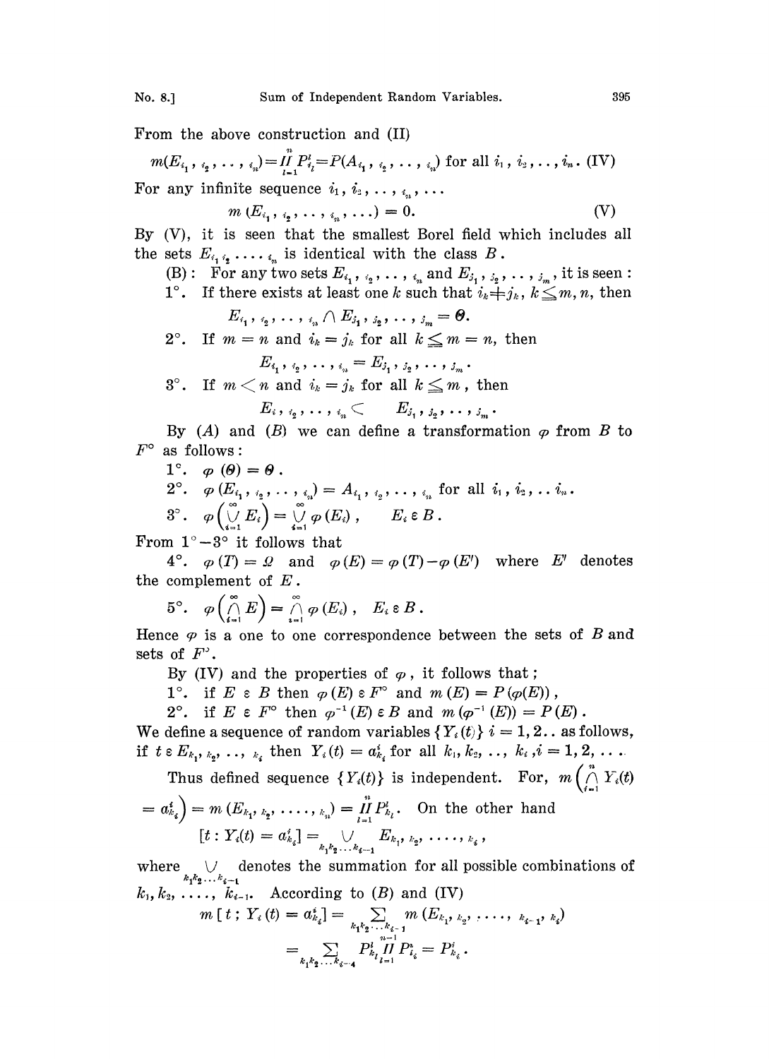From the above construction and (II)

$$m(E_{i_1, i_2, \ldots, i_n}) = \prod_{l=1}^{n} P^l_{i_l} = P(A_{i_1, i_2, \ldots, i_n}) \text{ for all } i_1, i_2, \ldots, i_n. \quad \text{(IV)}$$

For any infinite sequence $i_1, i_2, \ldots, i_n, \ldots$

$$m(E_{i_1, i_2, \ldots, i_n, \ldots}) = 0. \quad \text{(V)}$$

By (V), it is seen that the smallest Borel field which includes all the sets $E_{i_1 i_2 \ldots i_n}$ is identical with the class $B$.

(B): For any two sets $E_{i_1, i_2, \ldots, i_n}$ and $E_{j_1, j_2, \ldots, j_m}$, it is seen:

1°. If there exists at least one $k$ such that $i_k \neq j_k$, $k \leqq m, n$, then

$$E_{i_1, i_2, \ldots, i_n} \frown E_{j_1, j_2, \ldots, j_m} = \Theta.$$

2°. If $m = n$ and $i_k = j_k$ for all $k \leqq m = n$, then

$$E_{i_1, i_2, \ldots, i_n} = E_{j_1, j_2, \ldots, j_m}.$$

3°. If $m < n$ and $i_k = j_k$ for all $k \leqq m$, then

$$E_{i_1, i_2, \ldots, i_n} \subset E_{j_1, j_2, \ldots, j_m}.$$

By (A) and (B) we can define a transformation $\varphi$ from $B$ to $F^\circ$ as follows:

1°. $\varphi(\Theta) = \Theta$.

2°. $\varphi(E_{i_1, i_2, \ldots, i_n}) = A_{i_1, i_2, \ldots, i_n}$ for all $i_1, i_2, \ldots i_n$.

3°. $\varphi\left(\bigcup_{i=1}^{\infty} E_i\right) = \bigcup_{i=1}^{\infty} \varphi(E_i)$, $\quad E_i \varepsilon B$.

From 1°−3° it follows that

4°. $\varphi(T) = \Omega$ and $\varphi(E) = \varphi(T) - \varphi(E')$ where $E'$ denotes the complement of $E$.

5°. $\varphi\left(\bigcap_{i=1}^{\infty} E\right) = \bigcap_{i=1}^{\infty} \varphi(E_i)$, $\quad E_i \varepsilon B$.

Hence $\varphi$ is a one to one correspondence between the sets of $B$ and sets of $F^\circ$.

By (IV) and the properties of $\varphi$, it follows that;

1°. if $E \varepsilon B$ then $\varphi(E) \varepsilon F^\circ$ and $m(E) = P(\varphi(E))$,

2°. if $E \varepsilon F^\circ$ then $\varphi^{-1}(E) \varepsilon B$ and $m(\varphi^{-1}(E)) = P(E)$.

We define a sequence of random variables $\{Y_i(t)\}$ $i = 1, 2 \ldots$ as follows, if $t \varepsilon E_{k_1, k_2, \ldots, k_i}$ then $Y_i(t) = a^i_{k_i}$ for all $k_1, k_2, \ldots, k_i, i = 1, 2, \ldots$.

Thus defined sequence $\{Y_i(t)\}$ is independent. For, $m\left(\bigcap_{i=1}^{n} Y_i(t) = a^i_{k_i}\right) = m(E_{k_1, k_2, \ldots, k_n}) = \prod_{l=1}^{n} P^l_{k_l}$. On the other hand

$$[t : Y_i(t) = a^i_{k_i}] = \bigcup_{k_1 k_2 \ldots k_{i-1}} E_{k_1, k_2, \ldots, k_i},$$

where $\bigcup_{k_1 k_2 \ldots k_{i-1}}$ denotes the summation for all possible combinations of $k_1, k_2, \ldots, k_{i-1}$. According to (B) and (IV)

$$m[t ; Y_i(t) = a^i_{k_i}] = \sum_{k_1 k_2 \ldots k_{i-1}} m(E_{k_1, k_2, \ldots, k_{i-1}, k_i})$$

$$= \sum_{k_1 k_2 \ldots k_{i-1}} P^l_{k_l} \prod_{l=1}^{n-1} P^n_{i_i} = P^i_{k_i}.$$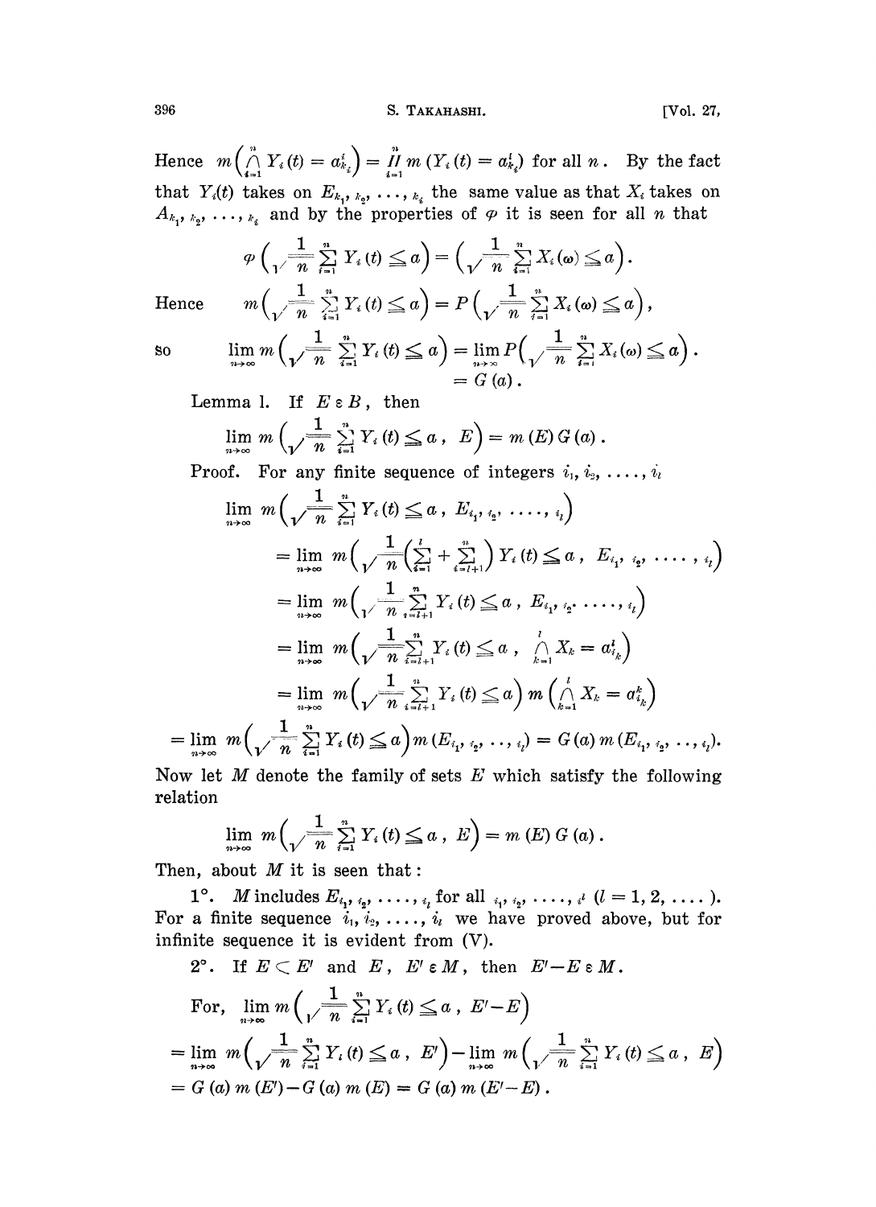Hence $m\left(\bigcap_{i=1}^{n} Y_i(t) = a^i_{k_i}\right) = \prod_{i=1}^{n} m\left(Y_i(t) = a^i_{k_i}\right)$ for all $n$. By the fact that $Y_i(t)$ takes on $E_{k_1, k_2, \ldots, k_i}$ the same value as that $X_i$ takes on $A_{k_1, k_2, \ldots, k_i}$ and by the properties of $\varphi$ it is seen for all $n$ that

$$\varphi\left(\frac{1}{\sqrt{n}}\sum_{i=1}^{n} Y_i(t) \leq a\right) = \left(\frac{1}{\sqrt{n}}\sum_{i=1}^{n} X_i(\omega) \leq a\right).$$

Hence $$m\left(\frac{1}{\sqrt{n}}\sum_{i=1}^{n} Y_i(t) \leq a\right) = P\left(\frac{1}{\sqrt{n}}\sum_{i=1}^{n} X_i(\omega) \leq a\right),$$

so $$\lim_{n\to\infty} m\left(\frac{1}{\sqrt{n}}\sum_{i=1}^{n} Y_i(t) \leq a\right) = \lim_{n\to\infty} P\left(\frac{1}{\sqrt{n}}\sum_{i=1}^{n} X_i(\omega) \leq a\right).$$
$$= G(a).$$

Lemma 1. If $E \varepsilon B$, then

$$\lim_{n\to\infty} m\left(\frac{1}{\sqrt{n}}\sum_{i=1}^{n} Y_i(t) \leq a,\ E\right) = m(E)\, G(a).$$

Proof. For any finite sequence of integers $i_1, i_2, \ldots, i_l$

$$\lim_{n\to\infty} m\left(\frac{1}{\sqrt{n}}\sum_{i=1}^{n} Y_i(t) \leq a,\ E_{i_1, i_2, \ldots, i_l}\right)$$
$$= \lim_{n\to\infty} m\left(\frac{1}{\sqrt{n}}\left(\sum_{i=1}^{l} + \sum_{i=l+1}^{n}\right) Y_i(t) \leq a,\ E_{i_1, i_2, \ldots, i_l}\right)$$
$$= \lim_{n\to\infty} m\left(\frac{1}{\sqrt{n}}\sum_{i=l+1}^{n} Y_i(t) \leq a,\ E_{i_1, i_2, \ldots, i_l}\right)$$
$$= \lim_{n\to\infty} m\left(\frac{1}{\sqrt{n}}\sum_{i=l+1}^{n} Y_i(t) \leq a,\ \bigcap_{k=1}^{l} X_k = a^l_{i_k}\right)$$
$$= \lim_{n\to\infty} m\left(\frac{1}{\sqrt{n}}\sum_{i=l+1}^{n} Y_i(t) \leq a\right) m\left(\bigcap_{k=1}^{l} X_k = a^k_{i_k}\right)$$
$$= \lim_{n\to\infty} m\left(\frac{1}{\sqrt{n}}\sum_{i=1}^{n} Y_i(t) \leq a\right) m\left(E_{i_1, i_2, \ldots, i_l}\right) = G(a)\, m\left(E_{i_1, i_2, \ldots, i_l}\right).$$

Now let $M$ denote the family of sets $E$ which satisfy the following relation

$$\lim_{n\to\infty} m\left(\frac{1}{\sqrt{n}}\sum_{i=1}^{n} Y_i(t) \leq a,\ E\right) = m(E)\, G(a).$$

Then, about $M$ it is seen that:

1°. $M$ includes $E_{i_1, i_2, \ldots, i_l}$ for all $i_1, i_2, \ldots, i_l$ $(l = 1, 2, \ldots)$. For a finite sequence $i_1, i_2, \ldots, i_l$ we have proved above, but for infinite sequence it is evident from (V).

2°. If $E \subset E'$ and $E, E' \varepsilon M$, then $E' - E \varepsilon M$.

For, $\lim_{n\to\infty} m\left(\frac{1}{\sqrt{n}}\sum_{i=1}^{n} Y_i(t) \leq a,\ E' - E\right)$

$$= \lim_{n\to\infty} m\left(\frac{1}{\sqrt{n}}\sum_{i=1}^{n} Y_i(t) \leq a,\ E'\right) - \lim_{n\to\infty} m\left(\frac{1}{\sqrt{n}}\sum_{i=1}^{n} Y_i(t) \leq a,\ E\right)$$
$$= G(a)\, m(E') - G(a)\, m(E) = G(a)\, m(E' - E).$$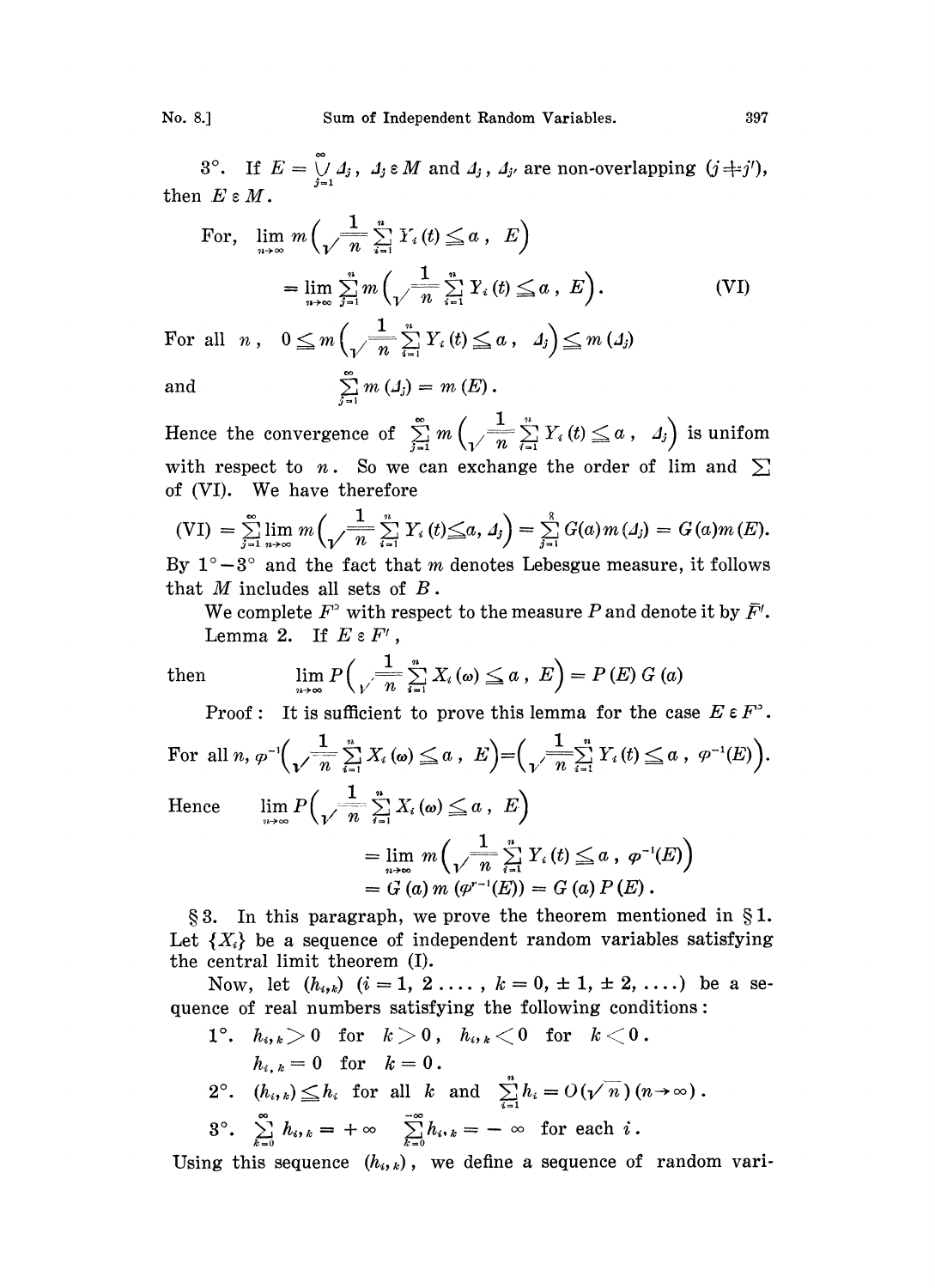3°. If $E = \bigcup_{j=1}^{\infty} \Delta_j$, $\Delta_j \varepsilon M$ and $\Delta_j$, $\Delta_{j'}$ are non-overlapping ($j \neq j'$), then $E \varepsilon M$.

For,
$$\lim_{n\to\infty} m\Big(\frac{1}{\sqrt{n}}\sum_{i=1}^{n} Y_i(t) \leq a\ ,\ E\Big)$$
$$= \lim_{n\to\infty} \sum_{j=1}^{n} m\Big(\frac{1}{\sqrt{n}}\sum_{i=1}^{n} Y_i(t) \leq a\ ,\ E\Big). \qquad \text{(VI)}$$

For all $n$, $0 \leq m\Big(\frac{1}{\sqrt{n}}\sum_{i=1}^{n} Y_i(t) \leq a\ ,\ \Delta_j\Big) \leq m(\Delta_j)$

and
$$\sum_{j=1}^{\infty} m(\Delta_j) = m(E).$$

Hence the convergence of $\sum_{j=1}^{\infty} m\Big(\frac{1}{\sqrt{n}}\sum_{i=1}^{n} Y_i(t) \leq a\ ,\ \Delta_j\Big)$ is unifom with respect to $n$. So we can exchange the order of lim and $\sum$ of (VI). We have therefore

$$\text{(VI)} = \sum_{j=1}^{\infty}\lim_{n\to\infty} m\Big(\frac{1}{\sqrt{n}}\sum_{i=1}^{n} Y_i(t) \leq a, \Delta_j\Big) = \sum_{j=1}^{\infty} G(a) m(\Delta_j) = G(a) m(E).$$

By $1^\circ - 3^\circ$ and the fact that $m$ denotes Lebesgue measure, it follows that $M$ includes all sets of $B$.

We complete $F^\circ$ with respect to the measure $P$ and denote it by $\bar{F}'$.

Lemma 2. If $E \varepsilon F'$,

then
$$\lim_{n\to\infty} P\Big(\frac{1}{\sqrt{n}}\sum_{i=1}^{n} X_i(\omega) \leq a\ ,\ E\Big) = P(E)\, G(a)$$

Proof: It is sufficient to prove this lemma for the case $E \varepsilon F^\circ$.

For all $n$, $\varphi^{-1}\Big(\frac{1}{\sqrt{n}}\sum_{i=1}^{n} X_i(\omega) \leq a\ ,\ E\Big) = \Big(\frac{1}{\sqrt{n}}\sum_{i=1}^{n} Y_i(t) \leq a\ ,\ \varphi^{-1}(E)\Big)$.

Hence
$$\lim_{n\to\infty} P\Big(\frac{1}{\sqrt{n}}\sum_{i=1}^{n} X_i(\omega) \leq a\ ,\ E\Big)$$
$$= \lim_{n\to\infty} m\Big(\frac{1}{\sqrt{n}}\sum_{i=1}^{n} Y_i(t) \leq a\ ,\ \varphi^{-1}(E)\Big)$$
$$= G(a)\, m(\varphi^{-1}(E)) = G(a)\, P(E).$$

§ 3. In this paragraph, we prove the theorem mentioned in § 1. Let $\{X_i\}$ be a sequence of independent random variables satisfying the central limit theorem (I).

Now, let $(h_{i,k})$ $(i = 1, 2, \ldots, k = 0, \pm 1, \pm 2, \ldots)$ be a sequence of real numbers satisfying the following conditions:

1°. $h_{i,k} > 0$ for $k > 0$, $h_{i,k} < 0$ for $k < 0$.
$h_{i,k} = 0$ for $k = 0$.

2°. $(h_{i,k}) \leq h_i$ for all $k$ and $\sum_{i=1}^{n} h_i = O(\sqrt{n})$ $(n \to \infty)$.

3°. $\sum_{k=0}^{\infty} h_{i,k} = +\infty$ $\quad \sum_{k=0}^{-\infty} h_{i,k} = -\infty$ for each $i$.

Using this sequence $(h_{i,k})$, we define a sequence of random vari-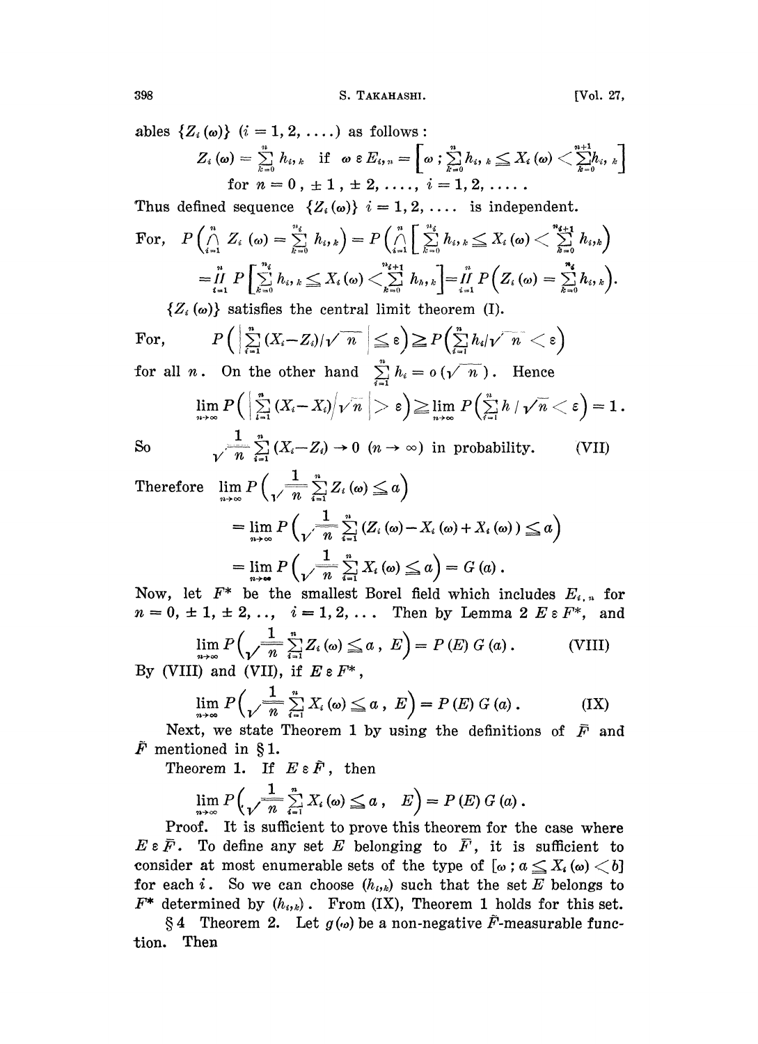ables $\{Z_i(\omega)\}$ $(i = 1, 2, \dots\dots)$ as follows:

$$Z_i(\omega) = \sum_{k=0}^{n} h_{i,k} \quad \text{if} \quad \omega \in E_{i,n} = \left[\omega \,;\, \sum_{k=0}^{n} h_{i,k} \leqq X_i(\omega) < \sum_{k=0}^{n+1} h_{i,k}\right]$$

$$\text{for } n = 0, \pm 1, \pm 2, \dots\dots, \; i = 1, 2, \dots\dots .$$

Thus defined sequence $\{Z_i(\omega)\}$ $i = 1, 2, \dots\dots$ is independent.

$$\text{For,} \quad P\left(\bigcap_{i=1}^{n} Z_i(\omega) = \sum_{k=0}^{n_i} h_{i,k}\right) = P\left(\bigcap_{i=1}^{n}\left[\sum_{k=0}^{n_i} h_{i,k} \leqq X_i(\omega) < \sum_{k=0}^{n_i+1} h_{i,k}\right)\right.$$

$$= \prod_{i=1}^{n} P\left[\sum_{k=0}^{n_i} h_{i,k} \leqq X_i(\omega) < \sum_{k=0}^{n_i+1} h_{h,k}\right] = \prod_{i=1}^{n} P\left(Z_i(\omega) = \sum_{k=0}^{n_i} h_{i,k}\right).$$

$\{Z_i(\omega)\}$ satisfies the central limit theorem (I).

$$\text{For,} \qquad P\left(\left|\sum_{i=1}^{n}(X_i - Z_i)/\sqrt{n}\right| \leqq \varepsilon\right) \geqq P\left(\sum_{i=1}^{n} h_i/\sqrt{n} < \varepsilon\right)$$

for all $n$. On the other hand $\sum_{i=1}^{n} h_i = o(\sqrt{n})$. Hence

$$\lim_{n\to\infty} P\left(\left|\sum_{i=1}^{n}(X_i - X_i)\Big/\sqrt{n}\right| > \varepsilon\right) \geqq \lim_{n\to\infty} P\left(\sum_{i=1}^{n} h \,/\, \sqrt{n} < \varepsilon\right) = 1 .$$

$$\text{So} \qquad \frac{1}{\sqrt{n}}\sum_{i=1}^{n}(X_i - Z_i) \to 0 \;\; (n \to \infty) \text{ in probability.} \qquad \text{(VII)}$$

$$\text{Therefore} \quad \lim_{n\to\infty} P\left(\frac{1}{\sqrt{n}}\sum_{i=1}^{n} Z_i(\omega) \leqq a\right)$$

$$= \lim_{n\to\infty} P\left(\frac{1}{\sqrt{n}}\sum_{i=1}^{n}(Z_i(\omega) - X_i(\omega) + X_i(\omega)) \leqq a\right)$$

$$= \lim_{n\to\infty} P\left(\frac{1}{\sqrt{n}}\sum_{i=1}^{n} X_i(\omega) \leqq a\right) = G(a) .$$

Now, let $F^*$ be the smallest Borel field which includes $E_{i,n}$ for $n = 0, \pm 1, \pm 2, \dots, \; i = 1, 2, \dots$ Then by Lemma 2 $E \in F^*$, and

$$\lim_{n\to\infty} P\left(\frac{1}{\sqrt{n}}\sum_{i=1}^{n} Z_i(\omega) \leqq a \,,\; E\right) = P(E)\, G(a) . \qquad \text{(VIII)}$$

By (VIII) and (VII), if $E \in F^*$,

$$\lim_{n\to\infty} P\left(\frac{1}{\sqrt{n}}\sum_{i=1}^{n} X_i(\omega) \leqq a \,,\; E\right) = P(E)\, G(a) . \qquad \text{(IX)}$$

Next, we state Theorem 1 by using the definitions of $\bar{F}$ and $\tilde{F}$ mentioned in §1.

Theorem 1. If $E \in \tilde{F}$, then

$$\lim_{n\to\infty} P\left(\frac{1}{\sqrt{n}}\sum_{i=1}^{n} X_i(\omega) \leqq a \,,\quad E\right) = P(E)\, G(a) .$$

Proof. It is sufficient to prove this theorem for the case where $E \in \bar{F}$. To define any set $E$ belonging to $\bar{F}$, it is sufficient to consider at most enumerable sets of the type of $[\omega \,;\, a \leqq X_i(\omega) < b]$ for each $i$. So we can choose $(h_{i,k})$ such that the set $E$ belongs to $F^*$ determined by $(h_{i,k})$. From (IX), Theorem 1 holds for this set.

§4 Theorem 2. Let $g(\omega)$ be a non-negative $\tilde{F}$-measurable function. Then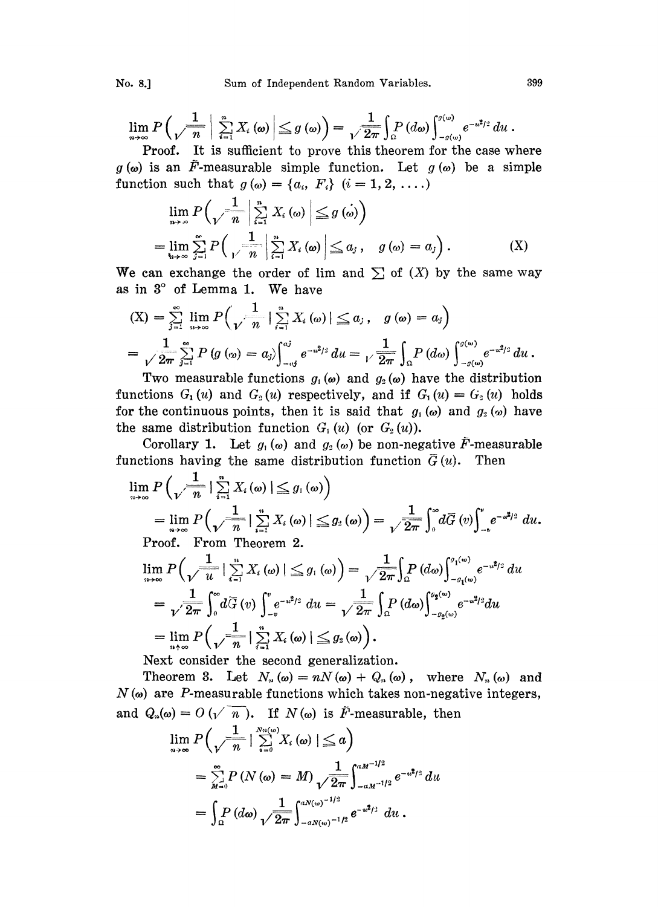$$\lim_{n\to\infty} P\Big(\frac{1}{\sqrt{n}}\Big|\sum_{i=1}^{n} X_i(\omega)\Big| \leq g(\omega)\Big) = \frac{1}{\sqrt{2\pi}}\int_{\Omega} P(d\omega)\int_{-g(\omega)}^{g(\omega)} e^{-u^2/2}\,du\,.$$

Proof. It is sufficient to prove this theorem for the case where $g(\omega)$ is an $\tilde{F}$-measurable simple function. Let $g(\omega)$ be a simple function such that $g(\omega) = \{a_i, F_i\}$ $(i = 1, 2, \ldots.)$

$$\lim_{n\to\infty} P\Big(\frac{1}{\sqrt{n}}\Big|\sum_{i=1}^{n} X_i(\omega)\Big| \leq g(\omega)\Big)$$
$$= \lim_{n\to\infty}\sum_{j=1}^{\infty} P\Big(\frac{1}{\sqrt{n}}\Big|\sum_{i=1}^{n} X_i(\omega)\Big| \leq a_j\,,\quad g(\omega) = a_j\Big)\,. \tag{X}$$

We can exchange the order of lim and $\sum$ of $(X)$ by the same way as in 3° of Lemma 1. We have

$$(X) = \sum_{j=1}^{\infty}\lim_{n\to\infty} P\Big(\frac{1}{\sqrt{n}}\,|\sum_{i=1}^{n} X_i(\omega)| \leq a_j\,,\quad g(\omega) = a_j\Big)$$
$$= \frac{1}{\sqrt{2\pi}}\sum_{j=1}^{\infty} P(g(\omega) = a_j)\int_{-a_j}^{a_j} e^{-u^2/2}\,du = \frac{1}{\sqrt{2\pi}}\int_{\Omega} P(d\omega)\int_{-g(\omega)}^{g(\omega)} e^{-u^2/2}\,du\,.$$

Two measurable functions $g_1(\omega)$ and $g_2(\omega)$ have the distribution functions $G_1(u)$ and $G_2(u)$ respectively, and if $G_1(u) = G_2(u)$ holds for the continuous points, then it is said that $g_1(\omega)$ and $g_2(\omega)$ have the same distribution function $G_1(u)$ (or $G_2(u)$).

Corollary 1. Let $g_1(\omega)$ and $g_2(\omega)$ be non-negative $\tilde{F}$-measurable functions having the same distribution function $\bar{G}(u)$. Then

$$\lim_{n\to\infty} P\Big(\frac{1}{\sqrt{n}}\,|\sum_{i=1}^{n} X_i(\omega)| \leq g_1(\omega)\Big)$$
$$= \lim_{n\to\infty} P\Big(\frac{1}{\sqrt{n}}\,|\sum_{i=1}^{n} X_i(\omega)| \leq g_2(\omega)\Big) = \frac{1}{\sqrt{2\pi}}\int_0^{\infty} d\bar{G}(v)\int_{-v}^{v} e^{-u^2/2}\,du.$$

Proof. From Theorem 2.

$$\lim_{n\to\infty} P\Big(\frac{1}{\sqrt{u}}\,|\sum_{i=1}^{n} X_i(\omega)| \leq g_1(\omega)\Big) = \frac{1}{\sqrt{2\pi}}\int_{\Omega} P(d\omega)\int_{-g_1(\omega)}^{g_1(\omega)} e^{-u^2/2}\,du$$
$$= \frac{1}{\sqrt{2\pi}}\int_0^{\infty} d\bar{G}(v)\int_{-v}^{v} e^{-u^2/2}\,du = \frac{1}{\sqrt{2\pi}}\int_{\Omega} P(d\omega)\int_{-g_2(\omega)}^{g_2(\omega)} e^{-u^2/2}\,du$$
$$= \lim_{n\uparrow\infty} P\Big(\frac{1}{\sqrt{n}}\,|\sum_{i=1}^{n} X_i(\omega)| \leq g_2(\omega)\Big).$$

Next consider the second generalization.

Theorem 3. Let $N_n(\omega) = nN(\omega) + Q_n(\omega)$, where $N_n(\omega)$ and $N(\omega)$ are $P$-measurable functions which takes non-negative integers, and $Q_n(\omega) = O(\sqrt{n})$. If $N(\omega)$ is $\tilde{F}$-measurable, then

$$\lim_{n\to\infty} P\Big(\frac{1}{\sqrt{n}}\,|\sum_{i=0}^{N_n(\omega)} X_i(\omega)| \leq a\Big)$$
$$= \sum_{M=0}^{\infty} P(N(\omega) = M)\,\frac{1}{\sqrt{2\pi}}\int_{-aM^{-1/2}}^{aM^{-1/2}} e^{-u^2/2}\,du$$
$$= \int_{\Omega} P(d\omega)\,\frac{1}{\sqrt{2\pi}}\int_{-aN(\omega)^{-1/2}}^{aN(\omega)^{-1/2}} e^{-u^2/2}\,du\,.$$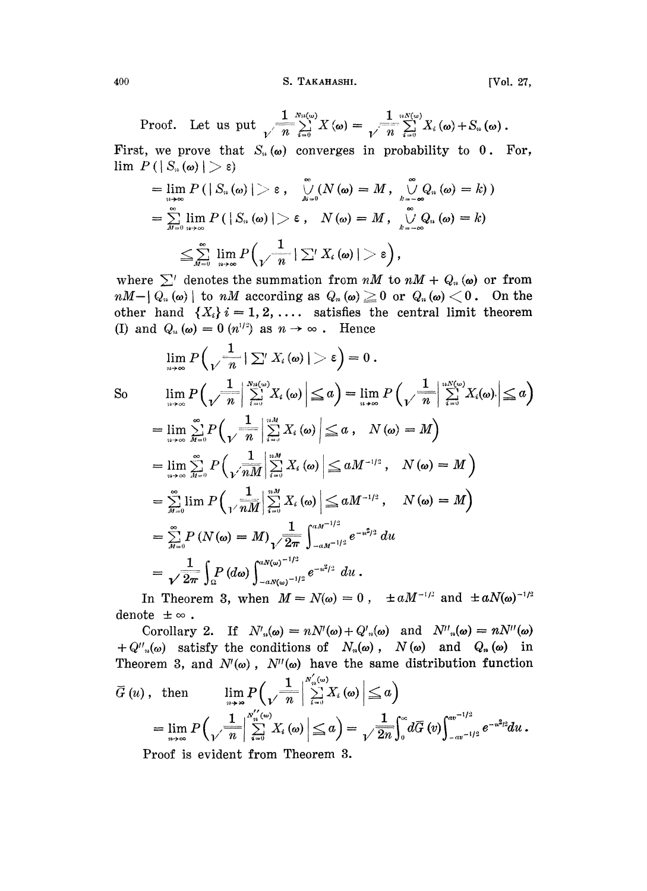Proof. Let us put $\frac{1}{\sqrt{n}}\sum_{i=0}^{N_n(\omega)} X(\omega) = \frac{1}{\sqrt{n}}\sum_{i=0}^{nN(\omega)} X_i(\omega) + S_n(\omega)$.

First, we prove that $S_n(\omega)$ converges in probability to $0$. For, $\lim P(|S_n(\omega)| > \varepsilon)$

$$
\begin{aligned}
&= \lim_{n\to\infty} P\left(|S_n(\omega)| > \varepsilon,\ \bigcup_{M=0}^{\infty}(N(\omega) = M,\ \bigcup_{k=-\infty}^{\infty} Q_n(\omega) = k)\right) \\
&= \sum_{M=0}^{\infty} \lim_{n\to\infty} P\left(|S_n(\omega)| > \varepsilon,\ N(\omega) = M,\ \bigcup_{k=-\infty}^{\infty} Q_n(\omega) = k\right) \\
&\leq \sum_{M=0}^{\infty} \lim_{n\to\infty} P\left(\frac{1}{\sqrt{n}}\left|\sum{}' X_i(\omega)\right| > \varepsilon\right),
\end{aligned}
$$

where $\sum'$ denotes the summation from $nM$ to $nM + Q_n(\omega)$ or from $nM - |Q_n(\omega)|$ to $nM$ according as $Q_n(\omega) \geq 0$ or $Q_n(\omega) < 0$. On the other hand $\{X_i\}\ i = 1, 2, \ldots.$ satisfies the central limit theorem (I) and $Q_n(\omega) = 0\,(n^{1/2})$ as $n \to \infty$. Hence

$$
\lim_{n\to\infty} P\left(\frac{1}{\sqrt{n}}\left|\sum{}' X_i(\omega)\right| > \varepsilon\right) = 0 .
$$

So
$$
\begin{aligned}
&\lim_{n\to\infty} P\left(\frac{1}{\sqrt{n}}\left|\sum_{i=0}^{N_n(\omega)} X_i(\omega)\right| \leq a\right) = \lim_{n\to\infty} P\left(\frac{1}{\sqrt{n}}\left|\sum_{i=0}^{nN(\omega)} X_i(\omega)\right| \leq a\right) \\
&= \lim_{n\to\infty} \sum_{M=0}^{\infty} P\left(\frac{1}{\sqrt{n}}\left|\sum_{i=0}^{nM} X_i(\omega)\right| \leq a,\ N(\omega) = M\right) \\
&= \lim_{n\to\infty} \sum_{M=0}^{\infty} P\left(\frac{1}{\sqrt{nM}}\left|\sum_{i=0}^{nM} X_i(\omega)\right| \leq aM^{-1/2},\ N(\omega) = M\right) \\
&= \sum_{M=0}^{\infty} \lim P\left(\frac{1}{\sqrt{nM}}\left|\sum_{i=0}^{nM} X_i(\omega)\right| \leq aM^{-1/2},\ N(\omega) = M\right) \\
&= \sum_{M=0}^{\infty} P(N(\omega) = M)\frac{1}{\sqrt{2\pi}}\int_{-aM^{-1/2}}^{aM^{-1/2}} e^{-u^2/2}\,du \\
&= \frac{1}{\sqrt{2\pi}}\int_{\Omega} P(d\omega)\int_{-aN(\omega)^{-1/2}}^{aN(\omega)^{-1/2}} e^{-u^2/2}\,du .
\end{aligned}
$$

In Theorem 3, when $M = N(\omega) = 0$, $\pm aM^{-1/2}$ and $\pm aN(\omega)^{-1/2}$ denote $\pm\infty$.

Corollary 2. If $N'_n(\omega) = nN'(\omega) + Q'_n(\omega)$ and $N''_n(\omega) = nN''(\omega) + Q''_n(\omega)$ satisfy the conditions of $N_n(\omega)$, $N(\omega)$ and $Q_n(\omega)$ in Theorem 3, and $N'(\omega)$, $N''(\omega)$ have the same distribution function $\bar{G}(u)$, then
$$
\lim_{n\to\infty} P\left(\frac{1}{\sqrt{n}}\left|\sum_{i=0}^{N'_n(\omega)} X_i(\omega)\right| \leq a\right)
= \lim_{n\to\infty} P\left(\frac{1}{\sqrt{n}}\left|\sum_{i=0}^{N''_n(\omega)} X_i(\omega)\right| \leq a\right) = \frac{1}{\sqrt{2n}}\int_0^{\infty} d\bar{G}(v)\int_{-av^{-1/2}}^{av^{-1/2}} e^{-u^2/2}du .
$$

Proof is evident from Theorem 3.